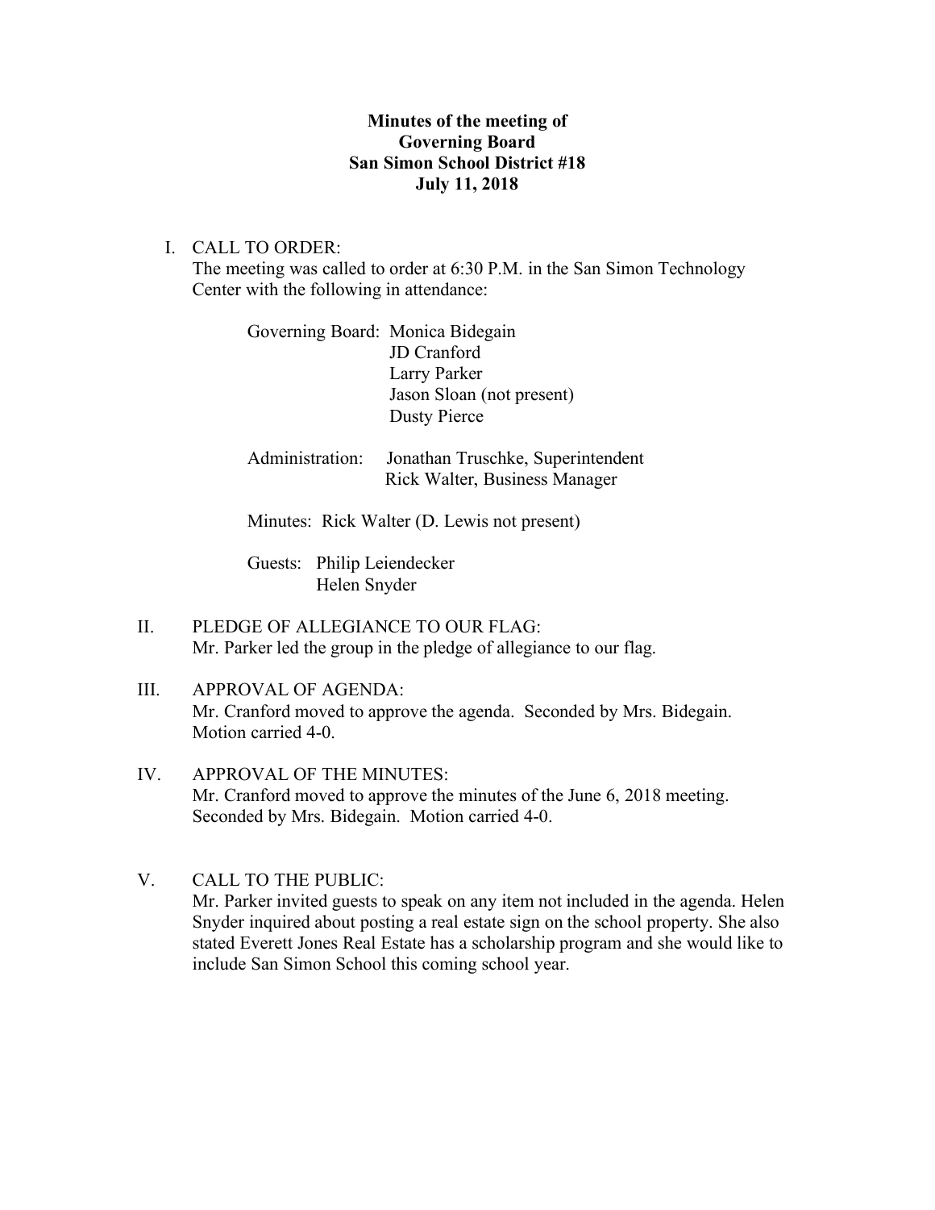**Minutes of the meeting of**
**Governing Board**
**San Simon School District #18**
**July 11, 2018**

I. CALL TO ORDER:
The meeting was called to order at 6:30 P.M. in the San Simon Technology Center with the following in attendance:

Governing Board: Monica Bidegain
JD Cranford
Larry Parker
Jason Sloan (not present)
Dusty Pierce

Administration: Jonathan Truschke, Superintendent
Rick Walter, Business Manager

Minutes: Rick Walter (D. Lewis not present)

Guests: Philip Leiendecker
Helen Snyder

II. PLEDGE OF ALLEGIANCE TO OUR FLAG:
Mr. Parker led the group in the pledge of allegiance to our flag.

III. APPROVAL OF AGENDA:
Mr. Cranford moved to approve the agenda. Seconded by Mrs. Bidegain. Motion carried 4-0.

IV. APPROVAL OF THE MINUTES:
Mr. Cranford moved to approve the minutes of the June 6, 2018 meeting. Seconded by Mrs. Bidegain. Motion carried 4-0.

V. CALL TO THE PUBLIC:
Mr. Parker invited guests to speak on any item not included in the agenda. Helen Snyder inquired about posting a real estate sign on the school property. She also stated Everett Jones Real Estate has a scholarship program and she would like to include San Simon School this coming school year.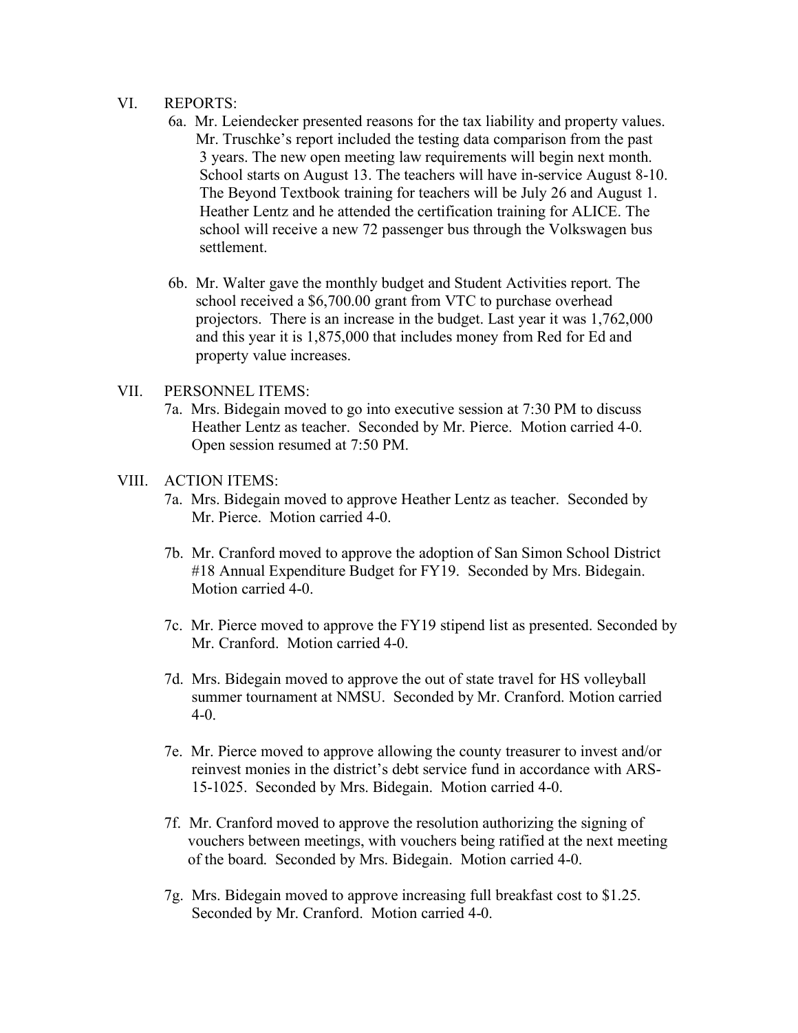## VI. REPORTS:

6a. Mr. Leiendecker presented reasons for the tax liability and property values. Mr. Truschke's report included the testing data comparison from the past 3 years. The new open meeting law requirements will begin next month. School starts on August 13. The teachers will have in-service August 8-10. The Beyond Textbook training for teachers will be July 26 and August 1. Heather Lentz and he attended the certification training for ALICE. The school will receive a new 72 passenger bus through the Volkswagen bus settlement.

6b. Mr. Walter gave the monthly budget and Student Activities report. The school received a $6,700.00 grant from VTC to purchase overhead projectors. There is an increase in the budget. Last year it was 1,762,000 and this year it is 1,875,000 that includes money from Red for Ed and property value increases.

## VII. PERSONNEL ITEMS:

7a. Mrs. Bidegain moved to go into executive session at 7:30 PM to discuss Heather Lentz as teacher. Seconded by Mr. Pierce. Motion carried 4-0. Open session resumed at 7:50 PM.

## VIII. ACTION ITEMS:

7a. Mrs. Bidegain moved to approve Heather Lentz as teacher. Seconded by Mr. Pierce. Motion carried 4-0.

7b. Mr. Cranford moved to approve the adoption of San Simon School District #18 Annual Expenditure Budget for FY19. Seconded by Mrs. Bidegain. Motion carried 4-0.

7c. Mr. Pierce moved to approve the FY19 stipend list as presented. Seconded by Mr. Cranford. Motion carried 4-0.

7d. Mrs. Bidegain moved to approve the out of state travel for HS volleyball summer tournament at NMSU. Seconded by Mr. Cranford. Motion carried 4-0.

7e. Mr. Pierce moved to approve allowing the county treasurer to invest and/or reinvest monies in the district's debt service fund in accordance with ARS-15-1025. Seconded by Mrs. Bidegain. Motion carried 4-0.

7f. Mr. Cranford moved to approve the resolution authorizing the signing of vouchers between meetings, with vouchers being ratified at the next meeting of the board. Seconded by Mrs. Bidegain. Motion carried 4-0.

7g. Mrs. Bidegain moved to approve increasing full breakfast cost to $1.25. Seconded by Mr. Cranford. Motion carried 4-0.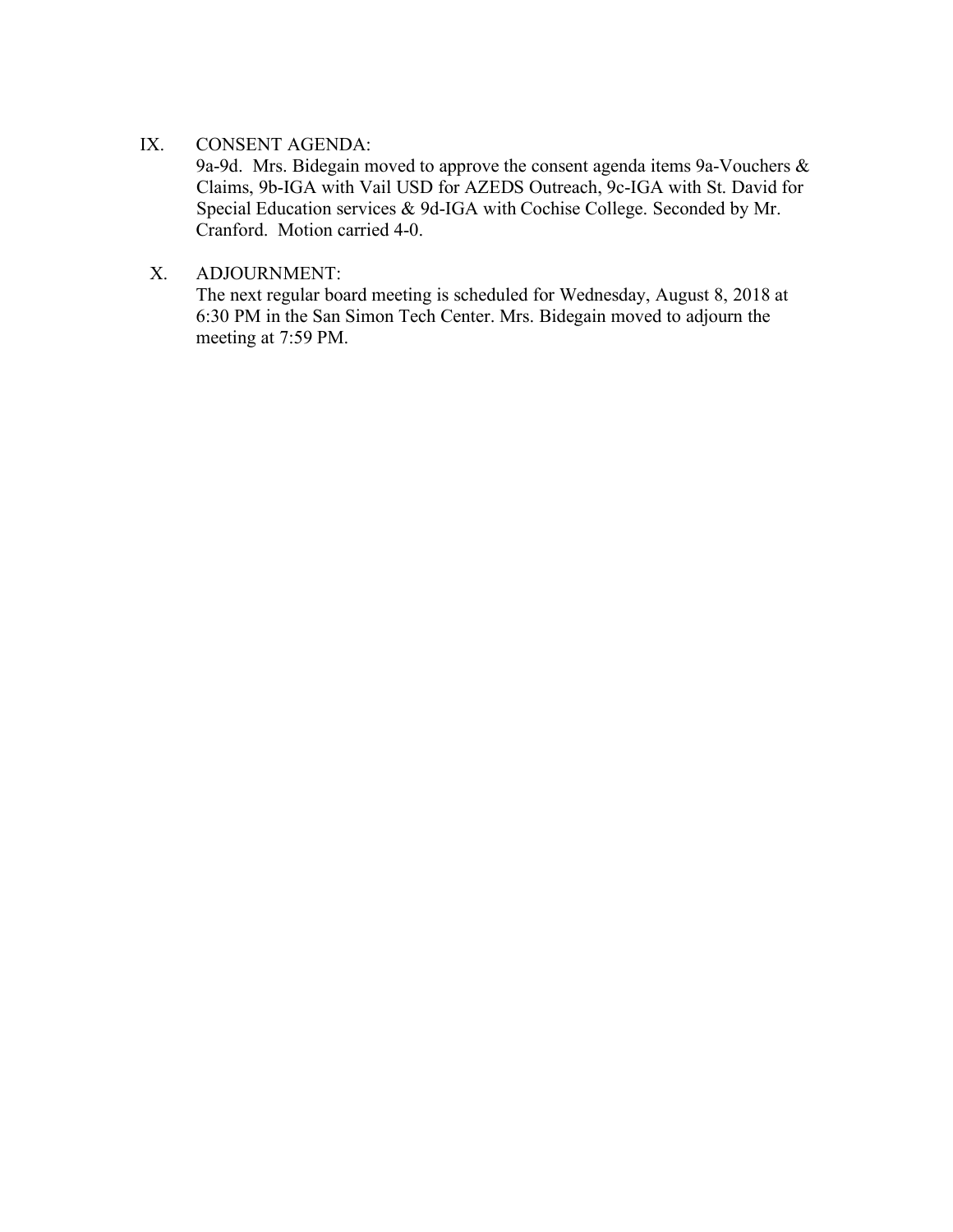IX. CONSENT AGENDA:

9a-9d. Mrs. Bidegain moved to approve the consent agenda items 9a-Vouchers & Claims, 9b-IGA with Vail USD for AZEDS Outreach, 9c-IGA with St. David for Special Education services & 9d-IGA with Cochise College. Seconded by Mr. Cranford. Motion carried 4-0.

X. ADJOURNMENT:

The next regular board meeting is scheduled for Wednesday, August 8, 2018 at 6:30 PM in the San Simon Tech Center. Mrs. Bidegain moved to adjourn the meeting at 7:59 PM.